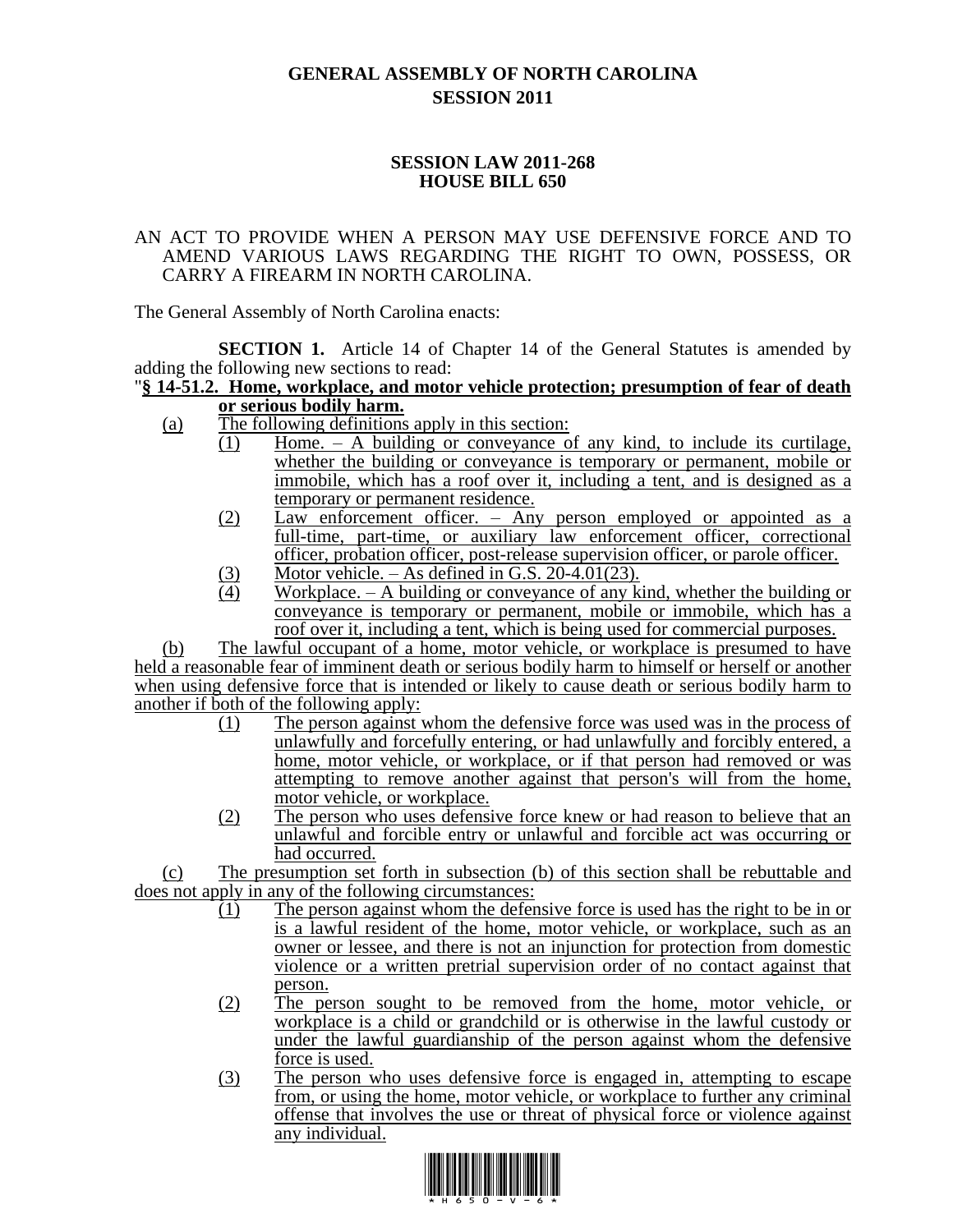# GENERAL ASSEMBLY OF NORTH CAROLINA
## SESSION 2011

## SESSION LAW 2011-268
## HOUSE BILL 650

AN ACT TO PROVIDE WHEN A PERSON MAY USE DEFENSIVE FORCE AND TO AMEND VARIOUS LAWS REGARDING THE RIGHT TO OWN, POSSESS, OR CARRY A FIREARM IN NORTH CAROLINA.

The General Assembly of North Carolina enacts:

**SECTION 1.** Article 14 of Chapter 14 of the General Statutes is amended by adding the following new sections to read:

"**§ 14-51.2. Home, workplace, and motor vehicle protection; presumption of fear of death or serious bodily harm.**

(a) The following definitions apply in this section:

(1) Home. – A building or conveyance of any kind, to include its curtilage, whether the building or conveyance is temporary or permanent, mobile or immobile, which has a roof over it, including a tent, and is designed as a temporary or permanent residence.

(2) Law enforcement officer. – Any person employed or appointed as a full-time, part-time, or auxiliary law enforcement officer, correctional officer, probation officer, post-release supervision officer, or parole officer.

(3) Motor vehicle. – As defined in G.S. 20-4.01(23).

(4) Workplace. – A building or conveyance of any kind, whether the building or conveyance is temporary or permanent, mobile or immobile, which has a roof over it, including a tent, which is being used for commercial purposes.

(b) The lawful occupant of a home, motor vehicle, or workplace is presumed to have held a reasonable fear of imminent death or serious bodily harm to himself or herself or another when using defensive force that is intended or likely to cause death or serious bodily harm to another if both of the following apply:

(1) The person against whom the defensive force was used was in the process of unlawfully and forcefully entering, or had unlawfully and forcibly entered, a home, motor vehicle, or workplace, or if that person had removed or was attempting to remove another against that person's will from the home, motor vehicle, or workplace.

(2) The person who uses defensive force knew or had reason to believe that an unlawful and forcible entry or unlawful and forcible act was occurring or had occurred.

(c) The presumption set forth in subsection (b) of this section shall be rebuttable and does not apply in any of the following circumstances:

(1) The person against whom the defensive force is used has the right to be in or is a lawful resident of the home, motor vehicle, or workplace, such as an owner or lessee, and there is not an injunction for protection from domestic violence or a written pretrial supervision order of no contact against that person.

(2) The person sought to be removed from the home, motor vehicle, or workplace is a child or grandchild or is otherwise in the lawful custody or under the lawful guardianship of the person against whom the defensive force is used.

(3) The person who uses defensive force is engaged in, attempting to escape from, or using the home, motor vehicle, or workplace to further any criminal offense that involves the use or threat of physical force or violence against any individual.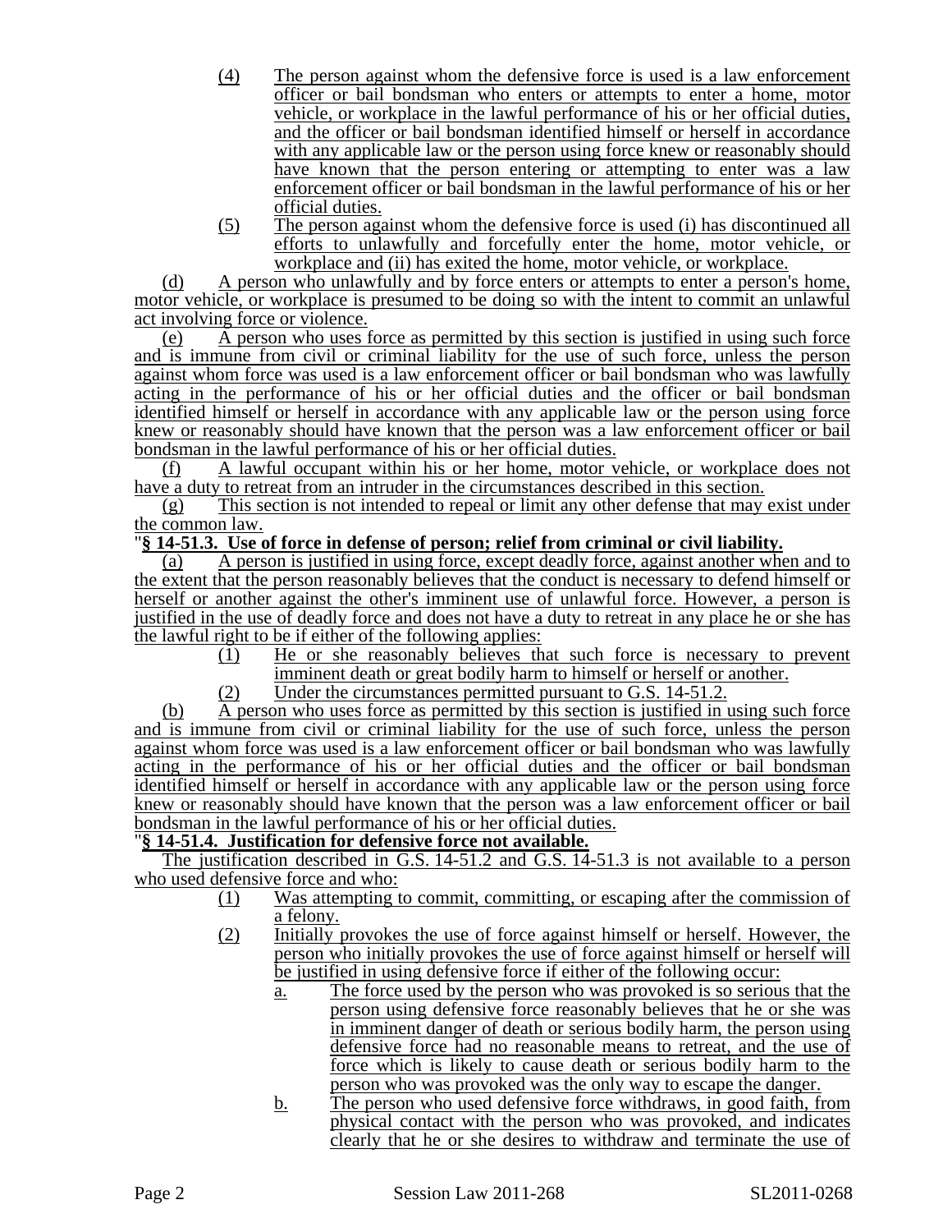(4) The person against whom the defensive force is used is a law enforcement officer or bail bondsman who enters or attempts to enter a home, motor vehicle, or workplace in the lawful performance of his or her official duties, and the officer or bail bondsman identified himself or herself in accordance with any applicable law or the person using force knew or reasonably should have known that the person entering or attempting to enter was a law enforcement officer or bail bondsman in the lawful performance of his or her official duties.

(5) The person against whom the defensive force is used (i) has discontinued all efforts to unlawfully and forcefully enter the home, motor vehicle, or workplace and (ii) has exited the home, motor vehicle, or workplace.

(d) A person who unlawfully and by force enters or attempts to enter a person's home, motor vehicle, or workplace is presumed to be doing so with the intent to commit an unlawful act involving force or violence.

(e) A person who uses force as permitted by this section is justified in using such force and is immune from civil or criminal liability for the use of such force, unless the person against whom force was used is a law enforcement officer or bail bondsman who was lawfully acting in the performance of his or her official duties and the officer or bail bondsman identified himself or herself in accordance with any applicable law or the person using force knew or reasonably should have known that the person was a law enforcement officer or bail bondsman in the lawful performance of his or her official duties.

(f) A lawful occupant within his or her home, motor vehicle, or workplace does not have a duty to retreat from an intruder in the circumstances described in this section.

(g) This section is not intended to repeal or limit any other defense that may exist under the common law.

"**§ 14-51.3. Use of force in defense of person; relief from criminal or civil liability.**

(a) A person is justified in using force, except deadly force, against another when and to the extent that the person reasonably believes that the conduct is necessary to defend himself or herself or another against the other's imminent use of unlawful force. However, a person is justified in the use of deadly force and does not have a duty to retreat in any place he or she has the lawful right to be if either of the following applies:

(1) He or she reasonably believes that such force is necessary to prevent imminent death or great bodily harm to himself or herself or another.

(2) Under the circumstances permitted pursuant to G.S. 14-51.2.

(b) A person who uses force as permitted by this section is justified in using such force and is immune from civil or criminal liability for the use of such force, unless the person against whom force was used is a law enforcement officer or bail bondsman who was lawfully acting in the performance of his or her official duties and the officer or bail bondsman identified himself or herself in accordance with any applicable law or the person using force knew or reasonably should have known that the person was a law enforcement officer or bail bondsman in the lawful performance of his or her official duties.

"**§ 14-51.4. Justification for defensive force not available.**

The justification described in G.S. 14-51.2 and G.S. 14-51.3 is not available to a person who used defensive force and who:

(1) Was attempting to commit, committing, or escaping after the commission of a felony.

(2) Initially provokes the use of force against himself or herself. However, the person who initially provokes the use of force against himself or herself will be justified in using defensive force if either of the following occur:

a. The force used by the person who was provoked is so serious that the person using defensive force reasonably believes that he or she was in imminent danger of death or serious bodily harm, the person using defensive force had no reasonable means to retreat, and the use of force which is likely to cause death or serious bodily harm to the person who was provoked was the only way to escape the danger.

b. The person who used defensive force withdraws, in good faith, from physical contact with the person who was provoked, and indicates clearly that he or she desires to withdraw and terminate the use of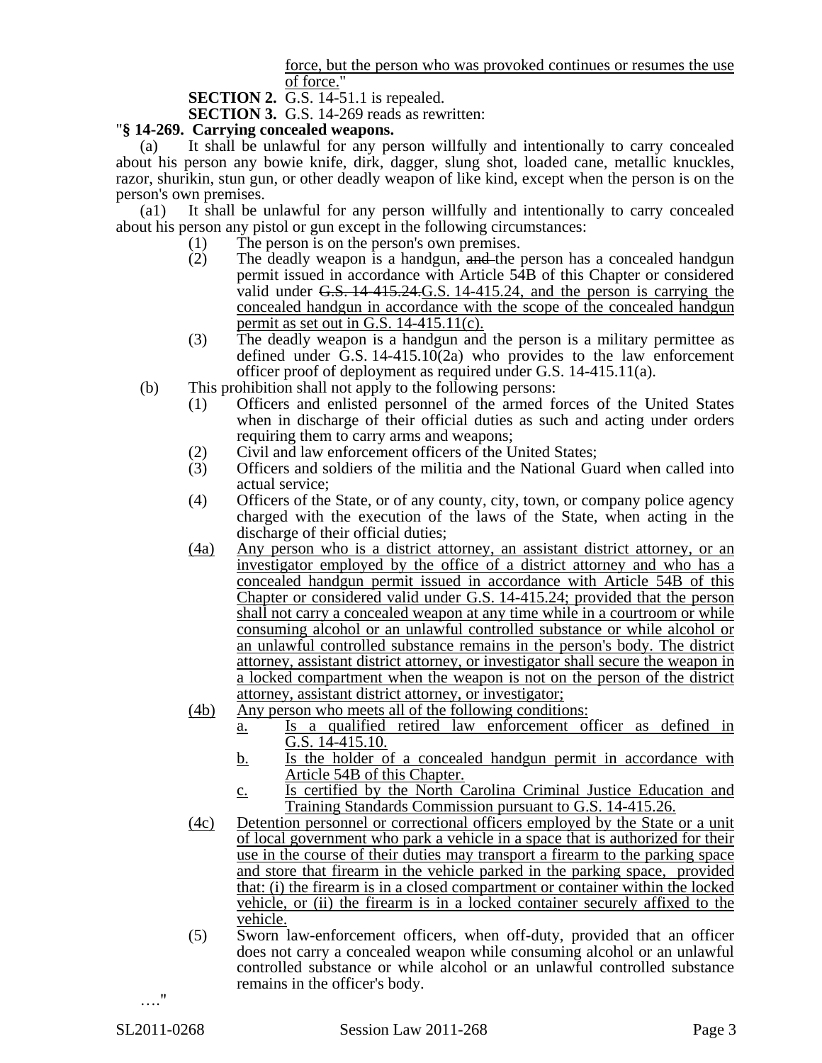force, but the person who was provoked continues or resumes the use of force."

**SECTION 2.** G.S. 14-51.1 is repealed.

**SECTION 3.** G.S. 14-269 reads as rewritten:

"**§ 14-269. Carrying concealed weapons.**

(a) It shall be unlawful for any person willfully and intentionally to carry concealed about his person any bowie knife, dirk, dagger, slung shot, loaded cane, metallic knuckles, razor, shurikin, stun gun, or other deadly weapon of like kind, except when the person is on the person's own premises.

(a1) It shall be unlawful for any person willfully and intentionally to carry concealed about his person any pistol or gun except in the following circumstances:

- (1) The person is on the person's own premises.
- (2) The deadly weapon is a handgun, ~~and~~ the person has a concealed handgun permit issued in accordance with Article 54B of this Chapter or considered valid under ~~G.S. 14-415.24.~~G.S. 14-415.24, and the person is carrying the concealed handgun in accordance with the scope of the concealed handgun permit as set out in G.S. 14-415.11(c).
- (3) The deadly weapon is a handgun and the person is a military permittee as defined under G.S. 14-415.10(2a) who provides to the law enforcement officer proof of deployment as required under G.S. 14-415.11(a).

(b) This prohibition shall not apply to the following persons:

- (1) Officers and enlisted personnel of the armed forces of the United States when in discharge of their official duties as such and acting under orders requiring them to carry arms and weapons;
- (2) Civil and law enforcement officers of the United States;
- (3) Officers and soldiers of the militia and the National Guard when called into actual service;
- (4) Officers of the State, or of any county, city, town, or company police agency charged with the execution of the laws of the State, when acting in the discharge of their official duties;
- (4a) Any person who is a district attorney, an assistant district attorney, or an investigator employed by the office of a district attorney and who has a concealed handgun permit issued in accordance with Article 54B of this Chapter or considered valid under G.S. 14-415.24; provided that the person shall not carry a concealed weapon at any time while in a courtroom or while consuming alcohol or an unlawful controlled substance or while alcohol or an unlawful controlled substance remains in the person's body. The district attorney, assistant district attorney, or investigator shall secure the weapon in a locked compartment when the weapon is not on the person of the district attorney, assistant district attorney, or investigator;
- (4b) Any person who meets all of the following conditions:
  - a. Is a qualified retired law enforcement officer as defined in G.S. 14-415.10.
  - b. Is the holder of a concealed handgun permit in accordance with Article 54B of this Chapter.
  - c. Is certified by the North Carolina Criminal Justice Education and Training Standards Commission pursuant to G.S. 14-415.26.
- (4c) Detention personnel or correctional officers employed by the State or a unit of local government who park a vehicle in a space that is authorized for their use in the course of their duties may transport a firearm to the parking space and store that firearm in the vehicle parked in the parking space, provided that: (i) the firearm is in a closed compartment or container within the locked vehicle, or (ii) the firearm is in a locked container securely affixed to the vehicle.
- (5) Sworn law-enforcement officers, when off-duty, provided that an officer does not carry a concealed weapon while consuming alcohol or an unlawful controlled substance or while alcohol or an unlawful controlled substance remains in the officer's body.

…."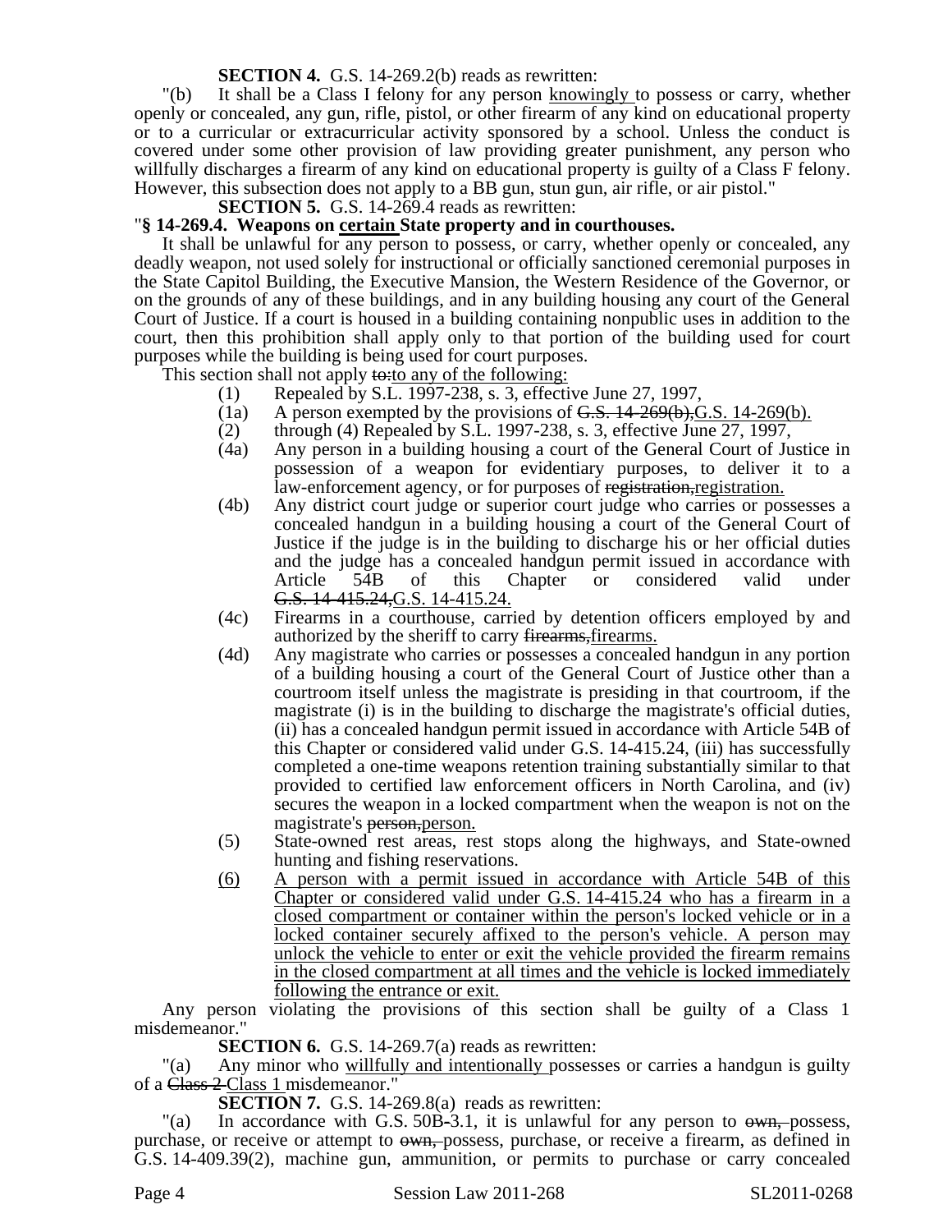**SECTION 4.** G.S. 14-269.2(b) reads as rewritten:

"(b) It shall be a Class I felony for any person <u>knowingly</u> to possess or carry, whether openly or concealed, any gun, rifle, pistol, or other firearm of any kind on educational property or to a curricular or extracurricular activity sponsored by a school. Unless the conduct is covered under some other provision of law providing greater punishment, any person who willfully discharges a firearm of any kind on educational property is guilty of a Class F felony. However, this subsection does not apply to a BB gun, stun gun, air rifle, or air pistol."

**SECTION 5.** G.S. 14-269.4 reads as rewritten:

"**§ 14-269.4. Weapons on <u>certain</u> State property and in courthouses.**

It shall be unlawful for any person to possess, or carry, whether openly or concealed, any deadly weapon, not used solely for instructional or officially sanctioned ceremonial purposes in the State Capitol Building, the Executive Mansion, the Western Residence of the Governor, or on the grounds of any of these buildings, and in any building housing any court of the General Court of Justice. If a court is housed in a building containing nonpublic uses in addition to the court, then this prohibition shall apply only to that portion of the building used for court purposes while the building is being used for court purposes.

This section shall not apply ~~to:~~<u>to any of the following:</u>

(1) Repealed by S.L. 1997-238, s. 3, effective June 27, 1997,

(1a) A person exempted by the provisions of ~~G.S. 14-269(b),~~<u>G.S. 14-269(b).</u>

(2) through (4) Repealed by S.L. 1997-238, s. 3, effective June 27, 1997,

(4a) Any person in a building housing a court of the General Court of Justice in possession of a weapon for evidentiary purposes, to deliver it to a law-enforcement agency, or for purposes of ~~registration,~~<u>registration.</u>

(4b) Any district court judge or superior court judge who carries or possesses a concealed handgun in a building housing a court of the General Court of Justice if the judge is in the building to discharge his or her official duties and the judge has a concealed handgun permit issued in accordance with Article 54B of this Chapter or considered valid under ~~G.S. 14-415.24,~~<u>G.S. 14-415.24.</u>

(4c) Firearms in a courthouse, carried by detention officers employed by and authorized by the sheriff to carry ~~firearms,~~<u>firearms.</u>

(4d) Any magistrate who carries or possesses a concealed handgun in any portion of a building housing a court of the General Court of Justice other than a courtroom itself unless the magistrate is presiding in that courtroom, if the magistrate (i) is in the building to discharge the magistrate's official duties, (ii) has a concealed handgun permit issued in accordance with Article 54B of this Chapter or considered valid under G.S. 14-415.24, (iii) has successfully completed a one-time weapons retention training substantially similar to that provided to certified law enforcement officers in North Carolina, and (iv) secures the weapon in a locked compartment when the weapon is not on the magistrate's ~~person,~~<u>person.</u>

(5) State-owned rest areas, rest stops along the highways, and State-owned hunting and fishing reservations.

<u>(6) A person with a permit issued in accordance with Article 54B of this Chapter or considered valid under G.S. 14-415.24 who has a firearm in a closed compartment or container within the person's locked vehicle or in a locked container securely affixed to the person's vehicle. A person may unlock the vehicle to enter or exit the vehicle provided the firearm remains in the closed compartment at all times and the vehicle is locked immediately following the entrance or exit.</u>

Any person violating the provisions of this section shall be guilty of a Class 1 misdemeanor."

**SECTION 6.** G.S. 14-269.7(a) reads as rewritten:

"(a) Any minor who <u>willfully and intentionally</u> possesses or carries a handgun is guilty of a ~~Class 2~~ <u>Class 1</u> misdemeanor."

**SECTION 7.** G.S. 14-269.8(a) reads as rewritten:

"(a) In accordance with G.S. 50B-3.1, it is unlawful for any person to ~~own,~~ possess, purchase, or receive or attempt to ~~own,~~ possess, purchase, or receive a firearm, as defined in G.S. 14-409.39(2), machine gun, ammunition, or permits to purchase or carry concealed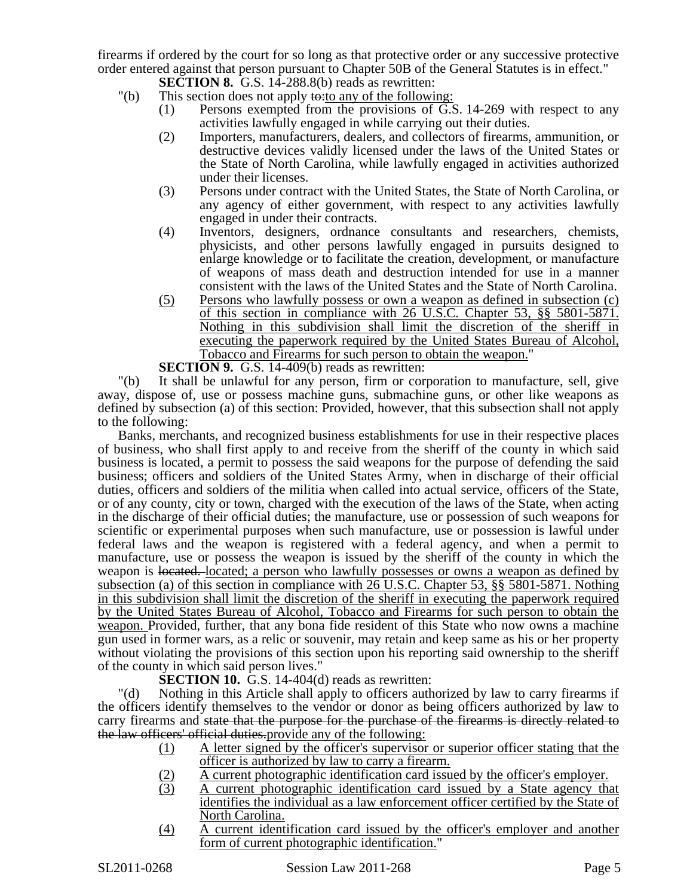firearms if ordered by the court for so long as that protective order or any successive protective order entered against that person pursuant to Chapter 50B of the General Statutes is in effect."

**SECTION 8.** G.S. 14-288.8(b) reads as rewritten:

"(b) This section does not apply ~~to:~~<u>to any of the following:</u>

(1) Persons exempted from the provisions of G.S. 14-269 with respect to any activities lawfully engaged in while carrying out their duties.

(2) Importers, manufacturers, dealers, and collectors of firearms, ammunition, or destructive devices validly licensed under the laws of the United States or the State of North Carolina, while lawfully engaged in activities authorized under their licenses.

(3) Persons under contract with the United States, the State of North Carolina, or any agency of either government, with respect to any activities lawfully engaged in under their contracts.

(4) Inventors, designers, ordnance consultants and researchers, chemists, physicists, and other persons lawfully engaged in pursuits designed to enlarge knowledge or to facilitate the creation, development, or manufacture of weapons of mass death and destruction intended for use in a manner consistent with the laws of the United States and the State of North Carolina.

<u>(5) Persons who lawfully possess or own a weapon as defined in subsection (c) of this section in compliance with 26 U.S.C. Chapter 53, §§ 5801-5871. Nothing in this subdivision shall limit the discretion of the sheriff in executing the paperwork required by the United States Bureau of Alcohol, Tobacco and Firearms for such person to obtain the weapon.</u>"

**SECTION 9.** G.S. 14-409(b) reads as rewritten:

"(b) It shall be unlawful for any person, firm or corporation to manufacture, sell, give away, dispose of, use or possess machine guns, submachine guns, or other like weapons as defined by subsection (a) of this section: Provided, however, that this subsection shall not apply to the following:

Banks, merchants, and recognized business establishments for use in their respective places of business, who shall first apply to and receive from the sheriff of the county in which said business is located, a permit to possess the said weapons for the purpose of defending the said business; officers and soldiers of the United States Army, when in discharge of their official duties, officers and soldiers of the militia when called into actual service, officers of the State, or of any county, city or town, charged with the execution of the laws of the State, when acting in the discharge of their official duties; the manufacture, use or possession of such weapons for scientific or experimental purposes when such manufacture, use or possession is lawful under federal laws and the weapon is registered with a federal agency, and when a permit to manufacture, use or possess the weapon is issued by the sheriff of the county in which the weapon is ~~located.~~ <u>located; a person who lawfully possesses or owns a weapon as defined by subsection (a) of this section in compliance with 26 U.S.C. Chapter 53, §§ 5801-5871. Nothing in this subdivision shall limit the discretion of the sheriff in executing the paperwork required by the United States Bureau of Alcohol, Tobacco and Firearms for such person to obtain the weapon.</u> Provided, further, that any bona fide resident of this State who now owns a machine gun used in former wars, as a relic or souvenir, may retain and keep same as his or her property without violating the provisions of this section upon his reporting said ownership to the sheriff of the county in which said person lives."

**SECTION 10.** G.S. 14-404(d) reads as rewritten:

"(d) Nothing in this Article shall apply to officers authorized by law to carry firearms if the officers identify themselves to the vendor or donor as being officers authorized by law to carry firearms and ~~state that the purpose for the purchase of the firearms is directly related to the law officers' official duties.~~<u>provide any of the following:</u>

<u>(1) A letter signed by the officer's supervisor or superior officer stating that the officer is authorized by law to carry a firearm.</u>

<u>(2) A current photographic identification card issued by the officer's employer.</u>

<u>(3) A current photographic identification card issued by a State agency that identifies the individual as a law enforcement officer certified by the State of North Carolina.</u>

<u>(4) A current identification card issued by the officer's employer and another form of current photographic identification.</u>"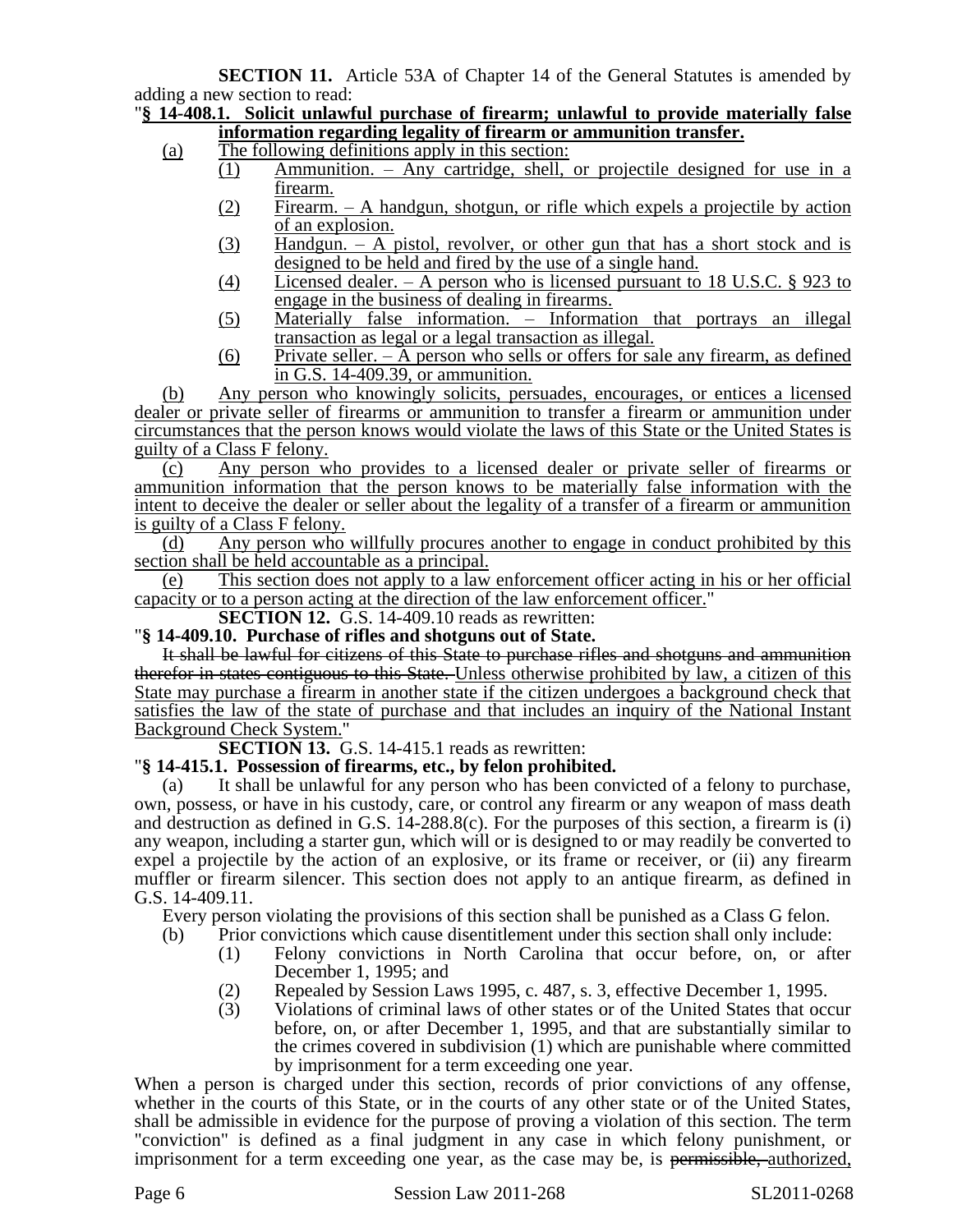**SECTION 11.** Article 53A of Chapter 14 of the General Statutes is amended by adding a new section to read:

"**§ 14-408.1. Solicit unlawful purchase of firearm; unlawful to provide materially false information regarding legality of firearm or ammunition transfer.**

(a) The following definitions apply in this section:

(1) Ammunition. – Any cartridge, shell, or projectile designed for use in a firearm.

(2) Firearm. – A handgun, shotgun, or rifle which expels a projectile by action of an explosion.

(3) Handgun. – A pistol, revolver, or other gun that has a short stock and is designed to be held and fired by the use of a single hand.

(4) Licensed dealer. – A person who is licensed pursuant to 18 U.S.C. § 923 to engage in the business of dealing in firearms.

(5) Materially false information. – Information that portrays an illegal transaction as legal or a legal transaction as illegal.

(6) Private seller. – A person who sells or offers for sale any firearm, as defined in G.S. 14-409.39, or ammunition.

(b) Any person who knowingly solicits, persuades, encourages, or entices a licensed dealer or private seller of firearms or ammunition to transfer a firearm or ammunition under circumstances that the person knows would violate the laws of this State or the United States is guilty of a Class F felony.

(c) Any person who provides to a licensed dealer or private seller of firearms or ammunition information that the person knows to be materially false information with the intent to deceive the dealer or seller about the legality of a transfer of a firearm or ammunition is guilty of a Class F felony.

(d) Any person who willfully procures another to engage in conduct prohibited by this section shall be held accountable as a principal.

(e) This section does not apply to a law enforcement officer acting in his or her official capacity or to a person acting at the direction of the law enforcement officer."

**SECTION 12.** G.S. 14-409.10 reads as rewritten:

"**§ 14-409.10. Purchase of rifles and shotguns out of State.**

~~It shall be lawful for citizens of this State to purchase rifles and shotguns and ammunition therefor in states contiguous to this State.~~ Unless otherwise prohibited by law, a citizen of this State may purchase a firearm in another state if the citizen undergoes a background check that satisfies the law of the state of purchase and that includes an inquiry of the National Instant Background Check System."

**SECTION 13.** G.S. 14-415.1 reads as rewritten:

"**§ 14-415.1. Possession of firearms, etc., by felon prohibited.**

(a) It shall be unlawful for any person who has been convicted of a felony to purchase, own, possess, or have in his custody, care, or control any firearm or any weapon of mass death and destruction as defined in G.S. 14-288.8(c). For the purposes of this section, a firearm is (i) any weapon, including a starter gun, which will or is designed to or may readily be converted to expel a projectile by the action of an explosive, or its frame or receiver, or (ii) any firearm muffler or firearm silencer. This section does not apply to an antique firearm, as defined in G.S. 14-409.11.

Every person violating the provisions of this section shall be punished as a Class G felon.

(b) Prior convictions which cause disentitlement under this section shall only include:

(1) Felony convictions in North Carolina that occur before, on, or after December 1, 1995; and

(2) Repealed by Session Laws 1995, c. 487, s. 3, effective December 1, 1995.

(3) Violations of criminal laws of other states or of the United States that occur before, on, or after December 1, 1995, and that are substantially similar to the crimes covered in subdivision (1) which are punishable where committed by imprisonment for a term exceeding one year.

When a person is charged under this section, records of prior convictions of any offense, whether in the courts of this State, or in the courts of any other state or of the United States, shall be admissible in evidence for the purpose of proving a violation of this section. The term "conviction" is defined as a final judgment in any case in which felony punishment, or imprisonment for a term exceeding one year, as the case may be, is ~~permissible,~~ authorized,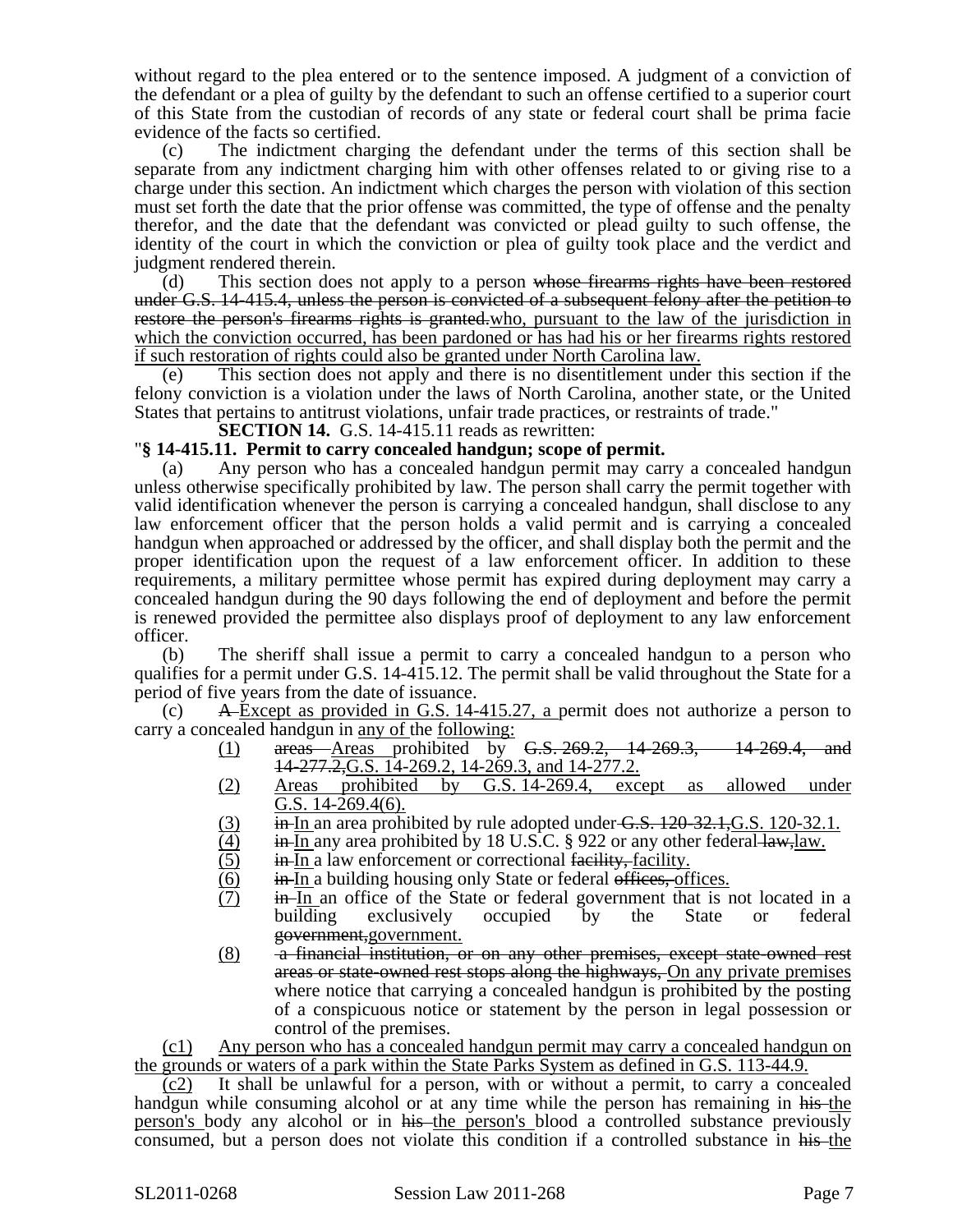without regard to the plea entered or to the sentence imposed. A judgment of a conviction of the defendant or a plea of guilty by the defendant to such an offense certified to a superior court of this State from the custodian of records of any state or federal court shall be prima facie evidence of the facts so certified.

(c) The indictment charging the defendant under the terms of this section shall be separate from any indictment charging him with other offenses related to or giving rise to a charge under this section. An indictment which charges the person with violation of this section must set forth the date that the prior offense was committed, the type of offense and the penalty therefor, and the date that the defendant was convicted or plead guilty to such offense, the identity of the court in which the conviction or plea of guilty took place and the verdict and judgment rendered therein.

(d) This section does not apply to a person ~~whose firearms rights have been restored under G.S. 14-415.4, unless the person is convicted of a subsequent felony after the petition to restore the person's firearms rights is granted.~~<u>who, pursuant to the law of the jurisdiction in which the conviction occurred, has been pardoned or has had his or her firearms rights restored if such restoration of rights could also be granted under North Carolina law.</u>

(e) This section does not apply and there is no disentitlement under this section if the felony conviction is a violation under the laws of North Carolina, another state, or the United States that pertains to antitrust violations, unfair trade practices, or restraints of trade."

**SECTION 14.** G.S. 14-415.11 reads as rewritten:

"**§ 14-415.11. Permit to carry concealed handgun; scope of permit.**

(a) Any person who has a concealed handgun permit may carry a concealed handgun unless otherwise specifically prohibited by law. The person shall carry the permit together with valid identification whenever the person is carrying a concealed handgun, shall disclose to any law enforcement officer that the person holds a valid permit and is carrying a concealed handgun when approached or addressed by the officer, and shall display both the permit and the proper identification upon the request of a law enforcement officer. In addition to these requirements, a military permittee whose permit has expired during deployment may carry a concealed handgun during the 90 days following the end of deployment and before the permit is renewed provided the permittee also displays proof of deployment to any law enforcement officer.

(b) The sheriff shall issue a permit to carry a concealed handgun to a person who qualifies for a permit under G.S. 14-415.12. The permit shall be valid throughout the State for a period of five years from the date of issuance.

(c) ~~A~~ <u>Except as provided in G.S. 14-415.27, a</u> permit does not authorize a person to carry a concealed handgun in <u>any of</u> the <u>following:</u>

<u>(1)</u> ~~areas~~ <u>Areas</u> prohibited by ~~G.S. 269.2, 14-269.3, 14-269.4, and 14-277.2,~~<u>G.S. 14-269.2, 14-269.3, and 14-277.2.</u>

<u>(2)</u> <u>Areas prohibited by G.S. 14-269.4, except as allowed under G.S. 14-269.4(6).</u>

<u>(3)</u> ~~in~~ <u>In</u> an area prohibited by rule adopted under ~~G.S. 120-32.1,~~<u>G.S. 120-32.1.</u>

<u>(4)</u> ~~in~~ <u>In</u> any area prohibited by 18 U.S.C. § 922 or any other federal ~~law,~~<u>law.</u>

<u>(5)</u> ~~in~~ <u>In</u> a law enforcement or correctional ~~facility,~~ <u>facility.</u>

<u>(6)</u> ~~in~~ <u>In</u> a building housing only State or federal ~~offices,~~ <u>offices.</u>

<u>(7)</u> ~~in~~ <u>In</u> an office of the State or federal government that is not located in a building exclusively occupied by the State or federal ~~government,~~<u>government.</u>

<u>(8)</u> ~~a financial institution, or on any other premises, except state-owned rest areas or state-owned rest stops along the highways,~~ <u>On any private premises</u> where notice that carrying a concealed handgun is prohibited by the posting of a conspicuous notice or statement by the person in legal possession or control of the premises.

<u>(c1)</u> <u>Any person who has a concealed handgun permit may carry a concealed handgun on the grounds or waters of a park within the State Parks System as defined in G.S. 113-44.9.</u>

<u>(c2)</u> It shall be unlawful for a person, with or without a permit, to carry a concealed handgun while consuming alcohol or at any time while the person has remaining in ~~his~~ <u>the person's</u> body any alcohol or in ~~his~~ <u>the person's</u> blood a controlled substance previously consumed, but a person does not violate this condition if a controlled substance in ~~his~~ <u>the</u>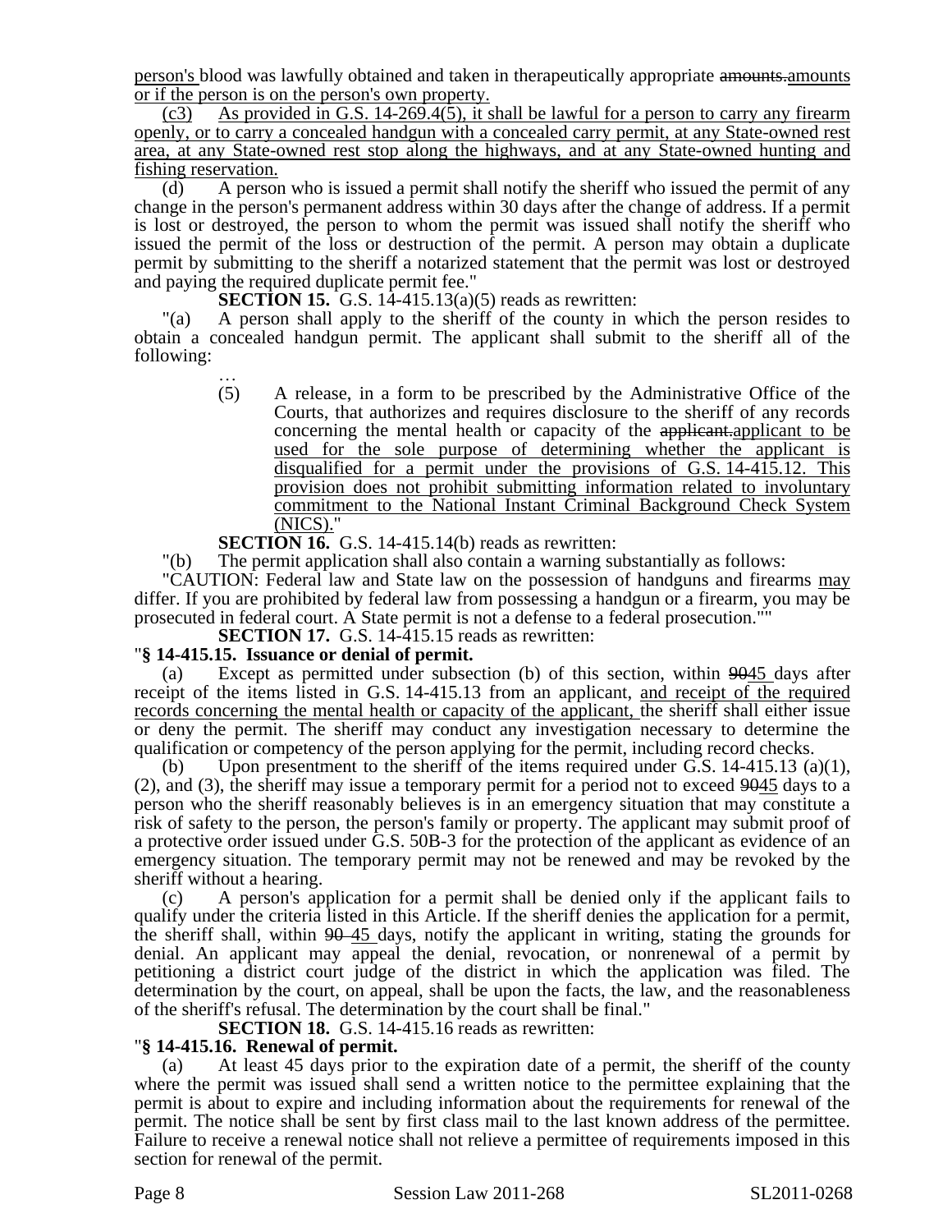person's blood was lawfully obtained and taken in therapeutically appropriate ~~amounts.~~amounts or if the person is on the person's own property.

(c3) As provided in G.S. 14-269.4(5), it shall be lawful for a person to carry any firearm openly, or to carry a concealed handgun with a concealed carry permit, at any State-owned rest area, at any State-owned rest stop along the highways, and at any State-owned hunting and fishing reservation.

(d) A person who is issued a permit shall notify the sheriff who issued the permit of any change in the person's permanent address within 30 days after the change of address. If a permit is lost or destroyed, the person to whom the permit was issued shall notify the sheriff who issued the permit of the loss or destruction of the permit. A person may obtain a duplicate permit by submitting to the sheriff a notarized statement that the permit was lost or destroyed and paying the required duplicate permit fee."

**SECTION 15.** G.S. 14-415.13(a)(5) reads as rewritten:

"(a) A person shall apply to the sheriff of the county in which the person resides to obtain a concealed handgun permit. The applicant shall submit to the sheriff all of the following:

…

(5) A release, in a form to be prescribed by the Administrative Office of the Courts, that authorizes and requires disclosure to the sheriff of any records concerning the mental health or capacity of the ~~applicant.~~applicant to be used for the sole purpose of determining whether the applicant is disqualified for a permit under the provisions of G.S. 14-415.12. This provision does not prohibit submitting information related to involuntary commitment to the National Instant Criminal Background Check System (NICS)."

**SECTION 16.** G.S. 14-415.14(b) reads as rewritten:

"(b) The permit application shall also contain a warning substantially as follows:

"CAUTION: Federal law and State law on the possession of handguns and firearms may differ. If you are prohibited by federal law from possessing a handgun or a firearm, you may be prosecuted in federal court. A State permit is not a defense to a federal prosecution.""

**SECTION 17.** G.S. 14-415.15 reads as rewritten:

"**§ 14-415.15. Issuance or denial of permit.**

(a) Except as permitted under subsection (b) of this section, within ~~90~~45 days after receipt of the items listed in G.S. 14-415.13 from an applicant, and receipt of the required records concerning the mental health or capacity of the applicant, the sheriff shall either issue or deny the permit. The sheriff may conduct any investigation necessary to determine the qualification or competency of the person applying for the permit, including record checks.

(b) Upon presentment to the sheriff of the items required under G.S. 14-415.13 (a)(1), (2), and (3), the sheriff may issue a temporary permit for a period not to exceed ~~90~~45 days to a person who the sheriff reasonably believes is in an emergency situation that may constitute a risk of safety to the person, the person's family or property. The applicant may submit proof of a protective order issued under G.S. 50B-3 for the protection of the applicant as evidence of an emergency situation. The temporary permit may not be renewed and may be revoked by the sheriff without a hearing.

(c) A person's application for a permit shall be denied only if the applicant fails to qualify under the criteria listed in this Article. If the sheriff denies the application for a permit, the sheriff shall, within ~~90~~ 45 days, notify the applicant in writing, stating the grounds for denial. An applicant may appeal the denial, revocation, or nonrenewal of a permit by petitioning a district court judge of the district in which the application was filed. The determination by the court, on appeal, shall be upon the facts, the law, and the reasonableness of the sheriff's refusal. The determination by the court shall be final."

**SECTION 18.** G.S. 14-415.16 reads as rewritten:

"**§ 14-415.16. Renewal of permit.**

(a) At least 45 days prior to the expiration date of a permit, the sheriff of the county where the permit was issued shall send a written notice to the permittee explaining that the permit is about to expire and including information about the requirements for renewal of the permit. The notice shall be sent by first class mail to the last known address of the permittee. Failure to receive a renewal notice shall not relieve a permittee of requirements imposed in this section for renewal of the permit.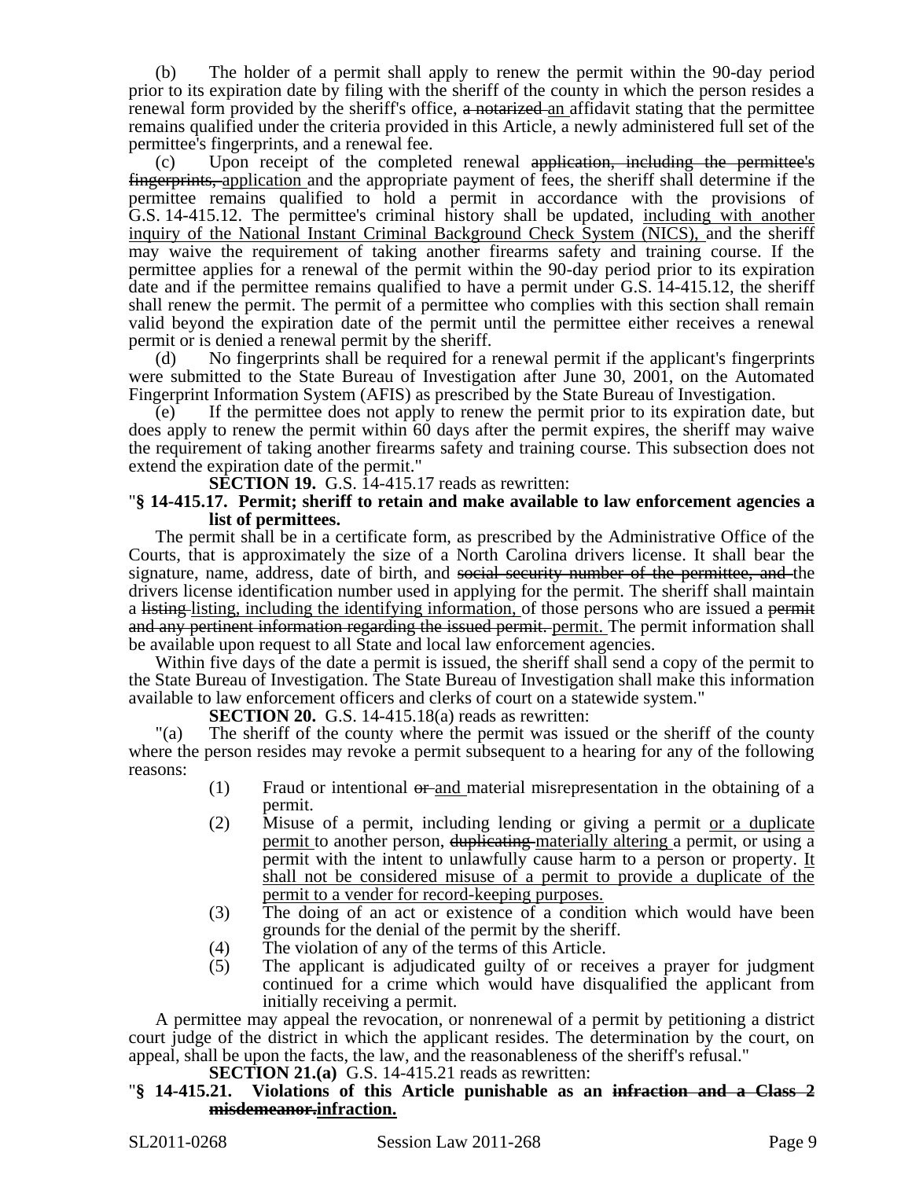(b) The holder of a permit shall apply to renew the permit within the 90-day period prior to its expiration date by filing with the sheriff of the county in which the person resides a renewal form provided by the sheriff's office, ~~a notarized~~ an affidavit stating that the permittee remains qualified under the criteria provided in this Article, a newly administered full set of the permittee's fingerprints, and a renewal fee.

(c) Upon receipt of the completed renewal ~~application, including the permittee's fingerprints,~~ application and the appropriate payment of fees, the sheriff shall determine if the permittee remains qualified to hold a permit in accordance with the provisions of G.S. 14-415.12. The permittee's criminal history shall be updated, including with another inquiry of the National Instant Criminal Background Check System (NICS), and the sheriff may waive the requirement of taking another firearms safety and training course. If the permittee applies for a renewal of the permit within the 90-day period prior to its expiration date and if the permittee remains qualified to have a permit under G.S. 14-415.12, the sheriff shall renew the permit. The permit of a permittee who complies with this section shall remain valid beyond the expiration date of the permit until the permittee either receives a renewal permit or is denied a renewal permit by the sheriff.

(d) No fingerprints shall be required for a renewal permit if the applicant's fingerprints were submitted to the State Bureau of Investigation after June 30, 2001, on the Automated Fingerprint Information System (AFIS) as prescribed by the State Bureau of Investigation.

(e) If the permittee does not apply to renew the permit prior to its expiration date, but does apply to renew the permit within 60 days after the permit expires, the sheriff may waive the requirement of taking another firearms safety and training course. This subsection does not extend the expiration date of the permit."

**SECTION 19.** G.S. 14-415.17 reads as rewritten:

"**§ 14-415.17. Permit; sheriff to retain and make available to law enforcement agencies a list of permittees.**

The permit shall be in a certificate form, as prescribed by the Administrative Office of the Courts, that is approximately the size of a North Carolina drivers license. It shall bear the signature, name, address, date of birth, and ~~social security number of the permittee, and~~ the drivers license identification number used in applying for the permit. The sheriff shall maintain a ~~listing~~ listing, including the identifying information, of those persons who are issued a ~~permit and any pertinent information regarding the issued permit.~~ permit. The permit information shall be available upon request to all State and local law enforcement agencies.

Within five days of the date a permit is issued, the sheriff shall send a copy of the permit to the State Bureau of Investigation. The State Bureau of Investigation shall make this information available to law enforcement officers and clerks of court on a statewide system."

**SECTION 20.** G.S. 14-415.18(a) reads as rewritten:

"(a) The sheriff of the county where the permit was issued or the sheriff of the county where the person resides may revoke a permit subsequent to a hearing for any of the following reasons:

(1) Fraud or intentional ~~or~~ and material misrepresentation in the obtaining of a permit.
(2) Misuse of a permit, including lending or giving a permit or a duplicate permit to another person, ~~duplicating~~ materially altering a permit, or using a permit with the intent to unlawfully cause harm to a person or property. It shall not be considered misuse of a permit to provide a duplicate of the permit to a vender for record-keeping purposes.
(3) The doing of an act or existence of a condition which would have been grounds for the denial of the permit by the sheriff.
(4) The violation of any of the terms of this Article.
(5) The applicant is adjudicated guilty of or receives a prayer for judgment continued for a crime which would have disqualified the applicant from initially receiving a permit.

A permittee may appeal the revocation, or nonrenewal of a permit by petitioning a district court judge of the district in which the applicant resides. The determination by the court, on appeal, shall be upon the facts, the law, and the reasonableness of the sheriff's refusal."

**SECTION 21.(a)** G.S. 14-415.21 reads as rewritten:

"**§ 14-415.21. Violations of this Article punishable as an ~~infraction and a Class 2 misdemeanor.~~ infraction.**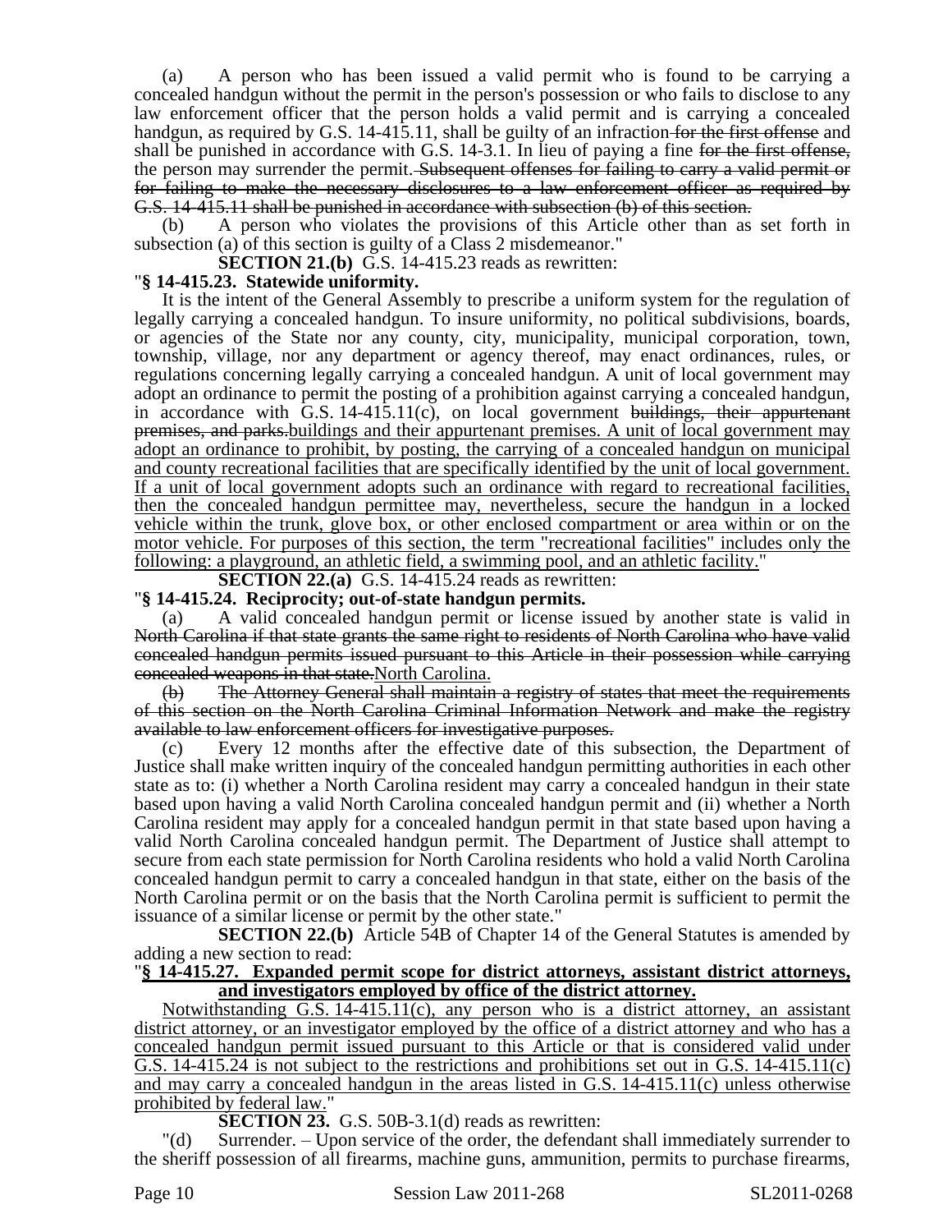(a) A person who has been issued a valid permit who is found to be carrying a concealed handgun without the permit in the person's possession or who fails to disclose to any law enforcement officer that the person holds a valid permit and is carrying a concealed handgun, as required by G.S. 14-415.11, shall be guilty of an infraction ~~for the first offense~~ and shall be punished in accordance with G.S. 14-3.1. In lieu of paying a fine ~~for the first offense,~~ the person may surrender the permit. ~~Subsequent offenses for failing to carry a valid permit or for failing to make the necessary disclosures to a law enforcement officer as required by G.S. 14-415.11 shall be punished in accordance with subsection (b) of this section.~~

(b) A person who violates the provisions of this Article other than as set forth in subsection (a) of this section is guilty of a Class 2 misdemeanor."

**SECTION 21.(b)** G.S. 14-415.23 reads as rewritten:

"**§ 14-415.23. Statewide uniformity.**

It is the intent of the General Assembly to prescribe a uniform system for the regulation of legally carrying a concealed handgun. To insure uniformity, no political subdivisions, boards, or agencies of the State nor any county, city, municipality, municipal corporation, town, township, village, nor any department or agency thereof, may enact ordinances, rules, or regulations concerning legally carrying a concealed handgun. A unit of local government may adopt an ordinance to permit the posting of a prohibition against carrying a concealed handgun, in accordance with G.S. 14-415.11(c), on local government ~~buildings, their appurtenant premises, and parks.~~<u>buildings and their appurtenant premises. A unit of local government may adopt an ordinance to prohibit, by posting, the carrying of a concealed handgun on municipal and county recreational facilities that are specifically identified by the unit of local government. If a unit of local government adopts such an ordinance with regard to recreational facilities, then the concealed handgun permittee may, nevertheless, secure the handgun in a locked vehicle within the trunk, glove box, or other enclosed compartment or area within or on the motor vehicle. For purposes of this section, the term "recreational facilities" includes only the following: a playground, an athletic field, a swimming pool, and an athletic facility.</u>"

**SECTION 22.(a)** G.S. 14-415.24 reads as rewritten:

"**§ 14-415.24. Reciprocity; out-of-state handgun permits.**

(a) A valid concealed handgun permit or license issued by another state is valid in ~~North Carolina if that state grants the same right to residents of North Carolina who have valid concealed handgun permits issued pursuant to this Article in their possession while carrying concealed weapons in that state.~~<u>North Carolina.</u>

~~(b) The Attorney General shall maintain a registry of states that meet the requirements of this section on the North Carolina Criminal Information Network and make the registry available to law enforcement officers for investigative purposes.~~

(c) Every 12 months after the effective date of this subsection, the Department of Justice shall make written inquiry of the concealed handgun permitting authorities in each other state as to: (i) whether a North Carolina resident may carry a concealed handgun in their state based upon having a valid North Carolina concealed handgun permit and (ii) whether a North Carolina resident may apply for a concealed handgun permit in that state based upon having a valid North Carolina concealed handgun permit. The Department of Justice shall attempt to secure from each state permission for North Carolina residents who hold a valid North Carolina concealed handgun permit to carry a concealed handgun in that state, either on the basis of the North Carolina permit or on the basis that the North Carolina permit is sufficient to permit the issuance of a similar license or permit by the other state."

**SECTION 22.(b)** Article 54B of Chapter 14 of the General Statutes is amended by adding a new section to read:

"<u>**§ 14-415.27. Expanded permit scope for district attorneys, assistant district attorneys, and investigators employed by office of the district attorney.**</u>

<u>Notwithstanding G.S. 14-415.11(c), any person who is a district attorney, an assistant district attorney, or an investigator employed by the office of a district attorney and who has a concealed handgun permit issued pursuant to this Article or that is considered valid under G.S. 14-415.24 is not subject to the restrictions and prohibitions set out in G.S. 14-415.11(c) and may carry a concealed handgun in the areas listed in G.S. 14-415.11(c) unless otherwise prohibited by federal law.</u>"

**SECTION 23.** G.S. 50B-3.1(d) reads as rewritten:

"(d) Surrender. – Upon service of the order, the defendant shall immediately surrender to the sheriff possession of all firearms, machine guns, ammunition, permits to purchase firearms,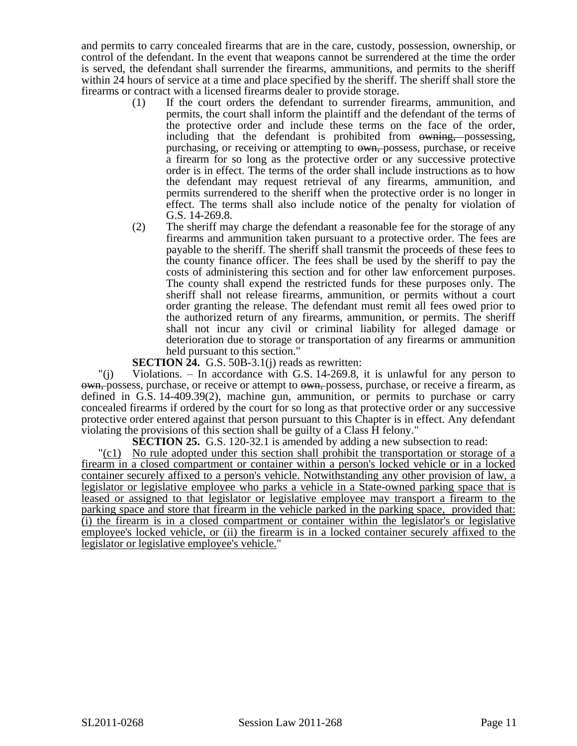and permits to carry concealed firearms that are in the care, custody, possession, ownership, or control of the defendant. In the event that weapons cannot be surrendered at the time the order is served, the defendant shall surrender the firearms, ammunitions, and permits to the sheriff within 24 hours of service at a time and place specified by the sheriff. The sheriff shall store the firearms or contract with a licensed firearms dealer to provide storage.

(1) If the court orders the defendant to surrender firearms, ammunition, and permits, the court shall inform the plaintiff and the defendant of the terms of the protective order and include these terms on the face of the order, including that the defendant is prohibited from ~~owning,~~ possessing, purchasing, or receiving or attempting to ~~own,~~ possess, purchase, or receive a firearm for so long as the protective order or any successive protective order is in effect. The terms of the order shall include instructions as to how the defendant may request retrieval of any firearms, ammunition, and permits surrendered to the sheriff when the protective order is no longer in effect. The terms shall also include notice of the penalty for violation of G.S. 14-269.8.

(2) The sheriff may charge the defendant a reasonable fee for the storage of any firearms and ammunition taken pursuant to a protective order. The fees are payable to the sheriff. The sheriff shall transmit the proceeds of these fees to the county finance officer. The fees shall be used by the sheriff to pay the costs of administering this section and for other law enforcement purposes. The county shall expend the restricted funds for these purposes only. The sheriff shall not release firearms, ammunition, or permits without a court order granting the release. The defendant must remit all fees owed prior to the authorized return of any firearms, ammunition, or permits. The sheriff shall not incur any civil or criminal liability for alleged damage or deterioration due to storage or transportation of any firearms or ammunition held pursuant to this section."

**SECTION 24.** G.S. 50B-3.1(j) reads as rewritten:

"(j) Violations. – In accordance with G.S. 14-269.8, it is unlawful for any person to ~~own,~~ possess, purchase, or receive or attempt to ~~own,~~ possess, purchase, or receive a firearm, as defined in G.S. 14-409.39(2), machine gun, ammunition, or permits to purchase or carry concealed firearms if ordered by the court for so long as that protective order or any successive protective order entered against that person pursuant to this Chapter is in effect. Any defendant violating the provisions of this section shall be guilty of a Class H felony."

**SECTION 25.** G.S. 120-32.1 is amended by adding a new subsection to read:

"<u>(c1) No rule adopted under this section shall prohibit the transportation or storage of a firearm in a closed compartment or container within a person's locked vehicle or in a locked container securely affixed to a person's vehicle. Notwithstanding any other provision of law, a legislator or legislative employee who parks a vehicle in a State-owned parking space that is leased or assigned to that legislator or legislative employee may transport a firearm to the parking space and store that firearm in the vehicle parked in the parking space, provided that: (i) the firearm is in a closed compartment or container within the legislator's or legislative employee's locked vehicle, or (ii) the firearm is in a locked container securely affixed to the legislator or legislative employee's vehicle.</u>"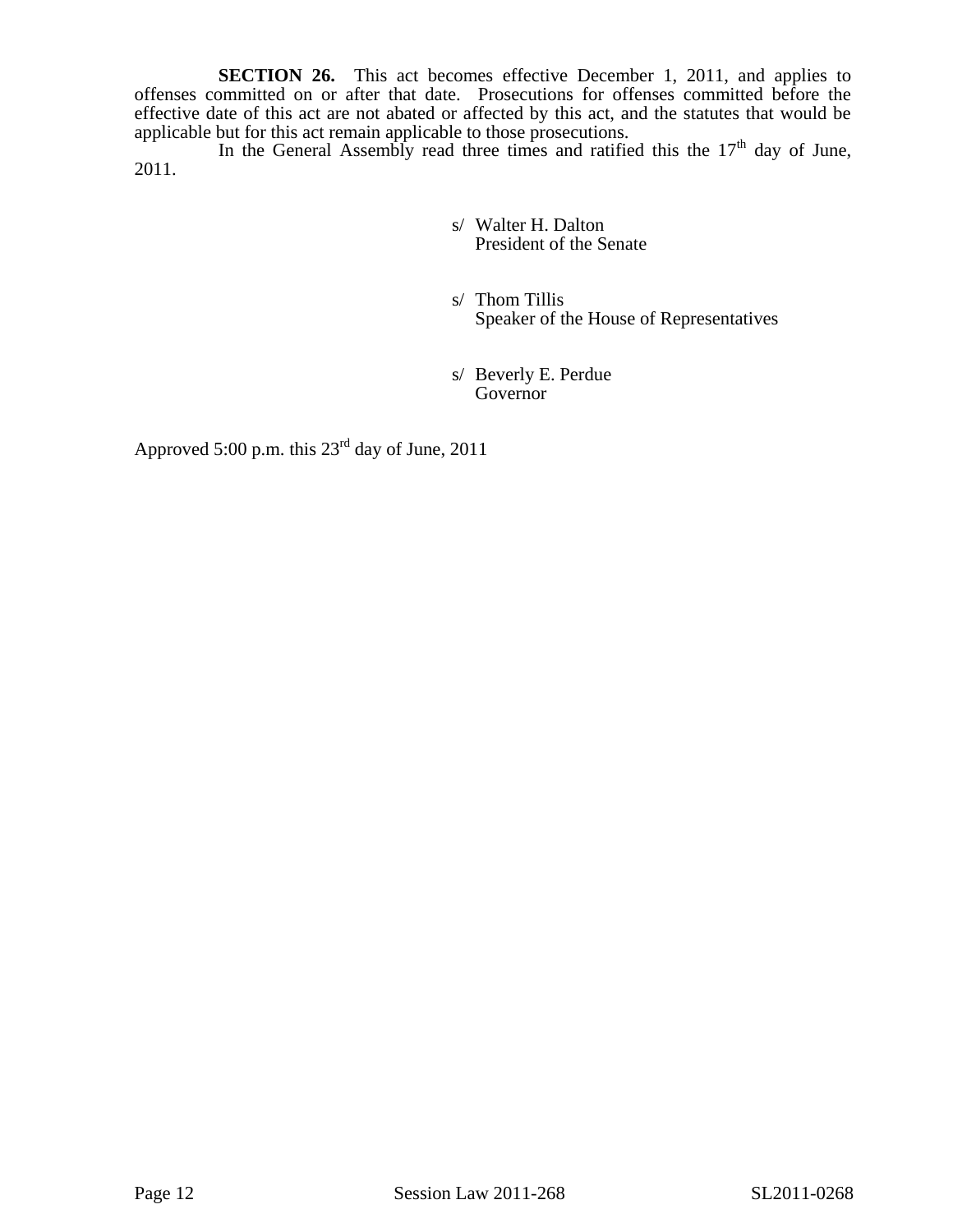**SECTION 26.** This act becomes effective December 1, 2011, and applies to offenses committed on or after that date. Prosecutions for offenses committed before the effective date of this act are not abated or affected by this act, and the statutes that would be applicable but for this act remain applicable to those prosecutions.

In the General Assembly read three times and ratified this the 17th day of June, 2011.

s/ Walter H. Dalton
President of the Senate

s/ Thom Tillis
Speaker of the House of Representatives

s/ Beverly E. Perdue
Governor

Approved 5:00 p.m. this 23rd day of June, 2011